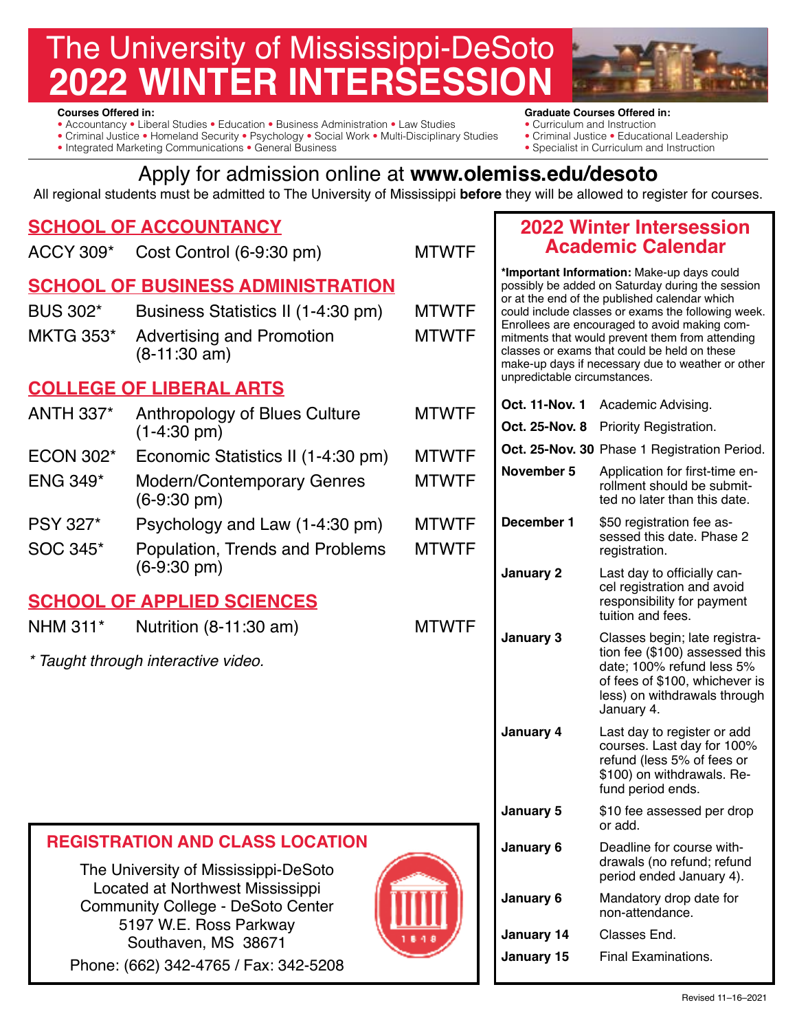# The University of Mississippi-DeSoto 2022 WINTER INTERSESSION

**Courses Offered in:**

- Accountancy • Liberal Studies • Education • Business Administration • Law Studies
- Criminal Justice • Homeland Security • Psychology • Social Work • Multi-Disciplinary Studies
- Integrated Marketing Communications • General Business

**Graduate Courses Offered in:**

- Curriculum and Instruction
- Criminal Justice • Educational Leadership
- Specialist in Curriculum and Instruction

## Apply for admission online at **www.olemiss.edu/desoto**

All regional students must be admitted to The University of Mississippi **before** they will be allowed to register for courses.

### SCHOOL OF ACCOUNTANCY

| | | |
|---|---|---|
| ACCY 309* | Cost Control (6-9:30 pm) | MTWTF |

### SCHOOL OF BUSINESS ADMINISTRATION

| | | |
|---|---|---|
| BUS 302* | Business Statistics II (1-4:30 pm) | MTWTF |
| MKTG 353* | Advertising and Promotion (8-11:30 am) | MTWTF |

### COLLEGE OF LIBERAL ARTS

| | | |
|---|---|---|
| ANTH 337* | Anthropology of Blues Culture (1-4:30 pm) | MTWTF |
| ECON 302* | Economic Statistics II (1-4:30 pm) | MTWTF |
| ENG 349* | Modern/Contemporary Genres (6-9:30 pm) | MTWTF |
| PSY 327* | Psychology and Law (1-4:30 pm) | MTWTF |
| SOC 345* | Population, Trends and Problems (6-9:30 pm) | MTWTF |

### SCHOOL OF APPLIED SCIENCES

| | | |
|---|---|---|
| NHM 311* | Nutrition (8-11:30 am) | MTWTF |

*\* Taught through interactive video.*

### REGISTRATION AND CLASS LOCATION

The University of Mississippi-DeSoto
Located at Northwest Mississippi Community College - DeSoto Center
5197 W.E. Ross Parkway
Southaven, MS 38671
Phone: (662) 342-4765 / Fax: 342-5208

## 2022 Winter Intersession Academic Calendar

***Important Information:** Make-up days could possibly be added on Saturday during the session or at the end of the published calendar which could include classes or exams the following week. Enrollees are encouraged to avoid making commitments that would prevent them from attending classes or exams that could be held on these make-up days if necessary due to weather or other unpredictable circumstances.

| | |
|---|---|
| **Oct. 11-Nov. 1** | Academic Advising. |
| **Oct. 25-Nov. 8** | Priority Registration. |
| **Oct. 25-Nov. 30** | Phase 1 Registration Period. |
| **November 5** | Application for first-time enrollment should be submitted no later than this date. |
| **December 1** | $50 registration fee assessed this date. Phase 2 registration. |
| **January 2** | Last day to officially cancel registration and avoid responsibility for payment tuition and fees. |
| **January 3** | Classes begin; late registration fee ($100) assessed this date; 100% refund less 5% of fees of $100, whichever is less) on withdrawals through January 4. |
| **January 4** | Last day to register or add courses. Last day for 100% refund (less 5% of fees or $100) on withdrawals. Refund period ends. |
| **January 5** | $10 fee assessed per drop or add. |
| **January 6** | Deadline for course withdrawals (no refund; refund period ended January 4). |
| **January 6** | Mandatory drop date for non-attendance. |
| **January 14** | Classes End. |
| **January 15** | Final Examinations. |

Revised 11–16–2021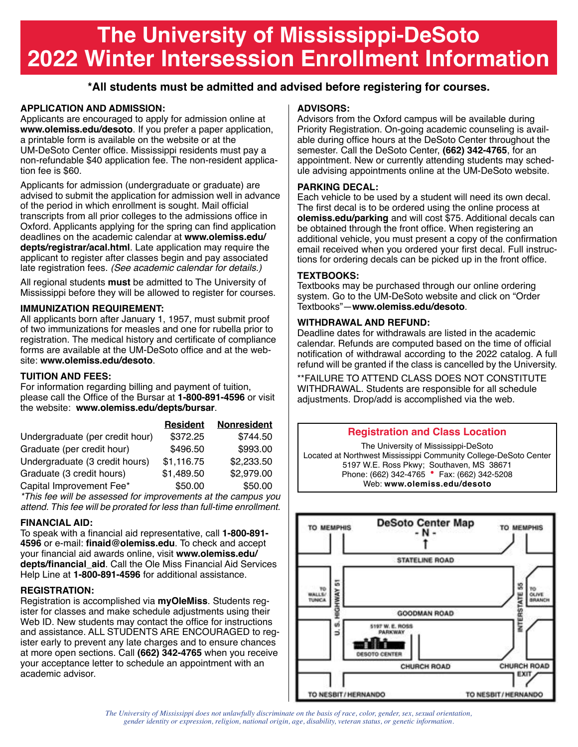# The University of Mississippi-DeSoto 2022 Winter Intersession Enrollment Information

**\*All students must be admitted and advised before registering for courses.**

**APPLICATION AND ADMISSION:**
Applicants are encouraged to apply for admission online at **www.olemiss.edu/desoto**. If you prefer a paper application, a printable form is available on the website or at the UM-DeSoto Center office. Mississippi residents must pay a non-refundable $40 application fee. The non-resident application fee is $60.

Applicants for admission (undergraduate or graduate) are advised to submit the application for admission well in advance of the period in which enrollment is sought. Mail official transcripts from all prior colleges to the admissions office in Oxford. Applicants applying for the spring can find application deadlines on the academic calendar at **www.olemiss.edu/depts/registrar/acal.html**. Late application may require the applicant to register after classes begin and pay associated late registration fees. *(See academic calendar for details.)*

All regional students **must** be admitted to The University of Mississippi before they will be allowed to register for courses.

**IMMUNIZATION REQUIREMENT:**
All applicants born after January 1, 1957, must submit proof of two immunizations for measles and one for rubella prior to registration. The medical history and certificate of compliance forms are available at the UM-DeSoto office and at the website: **www.olemiss.edu/desoto**.

**TUITION AND FEES:**
For information regarding billing and payment of tuition, please call the Office of the Bursar at **1-800-891-4596** or visit the website: **www.olemiss.edu/depts/bursar**.

| | Resident | Nonresident |
|---|---|---|
| Undergraduate (per credit hour) | $372.25 | $744.50 |
| Graduate (per credit hour) | $496.50 | $993.00 |
| Undergraduate (3 credit hours) | $1,116.75 | $2,233.50 |
| Graduate (3 credit hours) | $1,489.50 | $2,979.00 |
| Capital Improvement Fee* | $50.00 | $50.00 |

*\*This fee will be assessed for improvements at the campus you attend. This fee will be prorated for less than full-time enrollment.*

**FINANCIAL AID:**
To speak with a financial aid representative, call **1-800-891-4596** or e-mail: **finaid@olemiss.edu**. To check and accept your financial aid awards online, visit **www.olemiss.edu/depts/financial_aid**. Call the Ole Miss Financial Aid Services Help Line at **1-800-891-4596** for additional assistance.

**REGISTRATION:**
Registration is accomplished via **myOleMiss**. Students register for classes and make schedule adjustments using their Web ID. New students may contact the office for instructions and assistance. ALL STUDENTS ARE ENCOURAGED to register early to prevent any late charges and to ensure chances at more open sections. Call **(662) 342-4765** when you receive your acceptance letter to schedule an appointment with an academic advisor.

**ADVISORS:**
Advisors from the Oxford campus will be available during Priority Registration. On-going academic counseling is available during office hours at the DeSoto Center throughout the semester. Call the DeSoto Center, **(662) 342-4765**, for an appointment. New or currently attending students may schedule advising appointments online at the UM-DeSoto website.

**PARKING DECAL:**
Each vehicle to be used by a student will need its own decal. The first decal is to be ordered using the online process at **olemiss.edu/parking** and will cost $75. Additional decals can be obtained through the front office. When registering an additional vehicle, you must present a copy of the confirmation email received when you ordered your first decal. Full instructions for ordering decals can be picked up in the front office.

**TEXTBOOKS:**
Textbooks may be purchased through our online ordering system. Go to the UM-DeSoto website and click on "Order Textbooks"—**www.olemiss.edu/desoto**.

**WITHDRAWAL AND REFUND:**
Deadline dates for withdrawals are listed in the academic calendar. Refunds are computed based on the time of official notification of withdrawal according to the 2022 catalog. A full refund will be granted if the class is cancelled by the University.

\*\*FAILURE TO ATTEND CLASS DOES NOT CONSTITUTE WITHDRAWAL. Students are responsible for all schedule adjustments. Drop/add is accomplished via the web.

**Registration and Class Location**

The University of Mississippi-DeSoto
Located at Northwest Mississippi Community College-DeSoto Center
5197 W.E. Ross Pkwy; Southaven, MS 38671
Phone: (662) 342-4765 • Fax: (662) 342-5208
Web: **www.olemiss.edu/desoto**

DeSoto Center Map
- N -
TO MEMPHIS
TO MEMPHIS
STATELINE ROAD
TO WALLS/TUNICA
U. S. HIGHWAY 51
INTERSTATE 55
TO OLIVE BRANCH
GOODMAN ROAD
5197 W. E. ROSS PARKWAY
DESOTO CENTER
CHURCH ROAD
CHURCH ROAD EXIT
TO NESBIT/HERNANDO
TO NESBIT/HERNANDO

*The University of Mississippi does not unlawfully discriminate on the basis of race, color, gender, sex, sexual orientation, gender identity or expression, religion, national origin, age, disability, veteran status, or genetic information.*